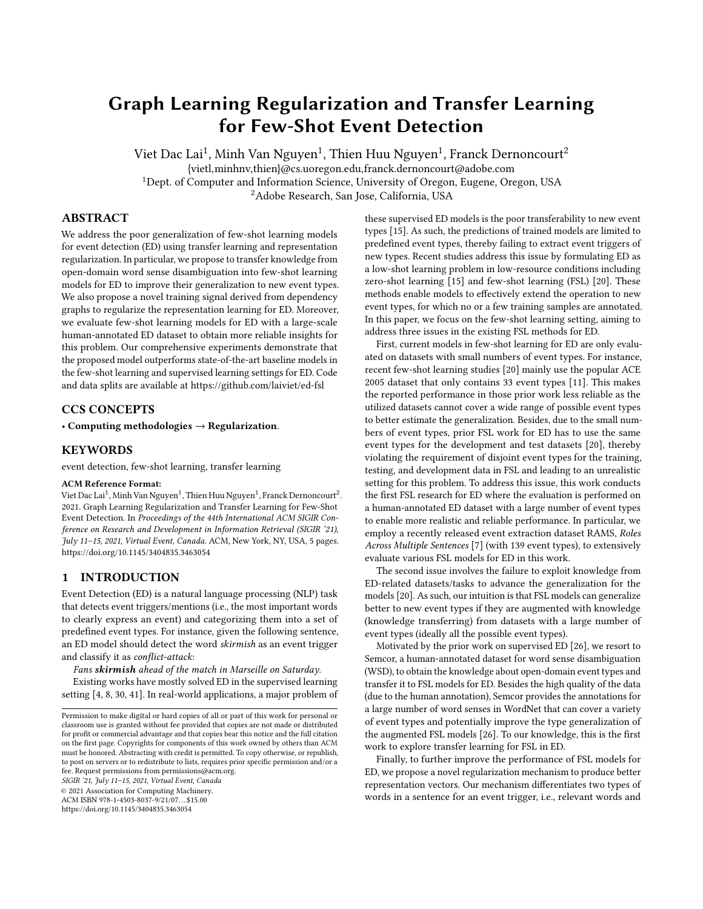# Graph Learning Regularization and Transfer Learning for Few-Shot Event Detection

Viet Dac Lai[1], Minh Van Nguyen[1], Thien Huu Nguyen[1], Franck Dernoncourt[2]

{vietl,minhnv,thien}@cs.uoregon.edu,franck.dernoncourt@adobe.com

[1]Dept. of Computer and Information Science, University of Oregon, Eugene, Oregon, USA

[2]Adobe Research, San Jose, California, USA

## ABSTRACT

We address the poor generalization of few-shot learning models for event detection (ED) using transfer learning and representation regularization. In particular, we propose to transfer knowledge from open-domain word sense disambiguation into few-shot learning models for ED to improve their generalization to new event types. We also propose a novel training signal derived from dependency graphs to regularize the representation learning for ED. Moreover, we evaluate few-shot learning models for ED with a large-scale human-annotated ED dataset to obtain more reliable insights for this problem. Our comprehensive experiments demonstrate that the proposed model outperforms state-of-the-art baseline models in the few-shot learning and supervised learning settings for ED. Code and data splits are available at https://github.com/laiviet/ed-fsl

## CCS CONCEPTS

• **Computing methodologies → Regularization**.

## KEYWORDS

event detection, few-shot learning, transfer learning

**ACM Reference Format:**

Viet Dac Lai[1], Minh Van Nguyen[1], Thien Huu Nguyen[1], Franck Dernoncourt[2]. 2021. Graph Learning Regularization and Transfer Learning for Few-Shot Event Detection. In *Proceedings of the 44th International ACM SIGIR Conference on Research and Development in Information Retrieval (SIGIR '21), July 11–15, 2021, Virtual Event, Canada.* ACM, New York, NY, USA, 5 pages. https://doi.org/10.1145/3404835.3463054

Permission to make digital or hard copies of all or part of this work for personal or classroom use is granted without fee provided that copies are not made or distributed for profit or commercial advantage and that copies bear this notice and the full citation on the first page. Copyrights for components of this work owned by others than ACM must be honored. Abstracting with credit is permitted. To copy otherwise, or republish, to post on servers or to redistribute to lists, requires prior specific permission and/or a fee. Request permissions from permissions@acm.org.

*SIGIR '21, July 11–15, 2021, Virtual Event, Canada*

© 2021 Association for Computing Machinery.

ACM ISBN 978-1-4503-8037-9/21/07…$15.00

https://doi.org/10.1145/3404835.3463054

## 1 INTRODUCTION

Event Detection (ED) is a natural language processing (NLP) task that detects event triggers/mentions (i.e., the most important words to clearly express an event) and categorizing them into a set of predefined event types. For instance, given the following sentence, an ED model should detect the word *skirmish* as an event trigger and classify it as *conflict-attack*:

*Fans* ***skirmish*** *ahead of the match in Marseille on Saturday.*

Existing works have mostly solved ED in the supervised learning setting [4, 8, 30, 41]. In real-world applications, a major problem of these supervised ED models is the poor transferability to new event types [15]. As such, the predictions of trained models are limited to predefined event types, thereby failing to extract event triggers of new types. Recent studies address this issue by formulating ED as a low-shot learning problem in low-resource conditions including zero-shot learning [15] and few-shot learning (FSL) [20]. These methods enable models to effectively extend the operation to new event types, for which no or a few training samples are annotated. In this paper, we focus on the few-shot learning setting, aiming to address three issues in the existing FSL methods for ED.

First, current models in few-shot learning for ED are only evaluated on datasets with small numbers of event types. For instance, recent few-shot learning studies [20] mainly use the popular ACE 2005 dataset that only contains 33 event types [11]. This makes the reported performance in those prior work less reliable as the utilized datasets cannot cover a wide range of possible event types to better estimate the generalization. Besides, due to the small numbers of event types, prior FSL work for ED has to use the same event types for the development and test datasets [20], thereby violating the requirement of disjoint event types for the training, testing, and development data in FSL and leading to an unrealistic setting for this problem. To address this issue, this work conducts the first FSL research for ED where the evaluation is performed on a human-annotated ED dataset with a large number of event types to enable more realistic and reliable performance. In particular, we employ a recently released event extraction dataset RAMS, *Roles Across Multiple Sentences* [7] (with 139 event types), to extensively evaluate various FSL models for ED in this work.

The second issue involves the failure to exploit knowledge from ED-related datasets/tasks to advance the generalization for the models [20]. As such, our intuition is that FSL models can generalize better to new event types if they are augmented with knowledge (knowledge transferring) from datasets with a large number of event types (ideally all the possible event types).

Motivated by the prior work on supervised ED [26], we resort to Semcor, a human-annotated dataset for word sense disambiguation (WSD), to obtain the knowledge about open-domain event types and transfer it to FSL models for ED. Besides the high quality of the data (due to the human annotation), Semcor provides the annotations for a large number of word senses in WordNet that can cover a variety of event types and potentially improve the type generalization of the augmented FSL models [26]. To our knowledge, this is the first work to explore transfer learning for FSL in ED.

Finally, to further improve the performance of FSL models for ED, we propose a novel regularization mechanism to produce better representation vectors. Our mechanism differentiates two types of words in a sentence for an event trigger, i.e., relevant words and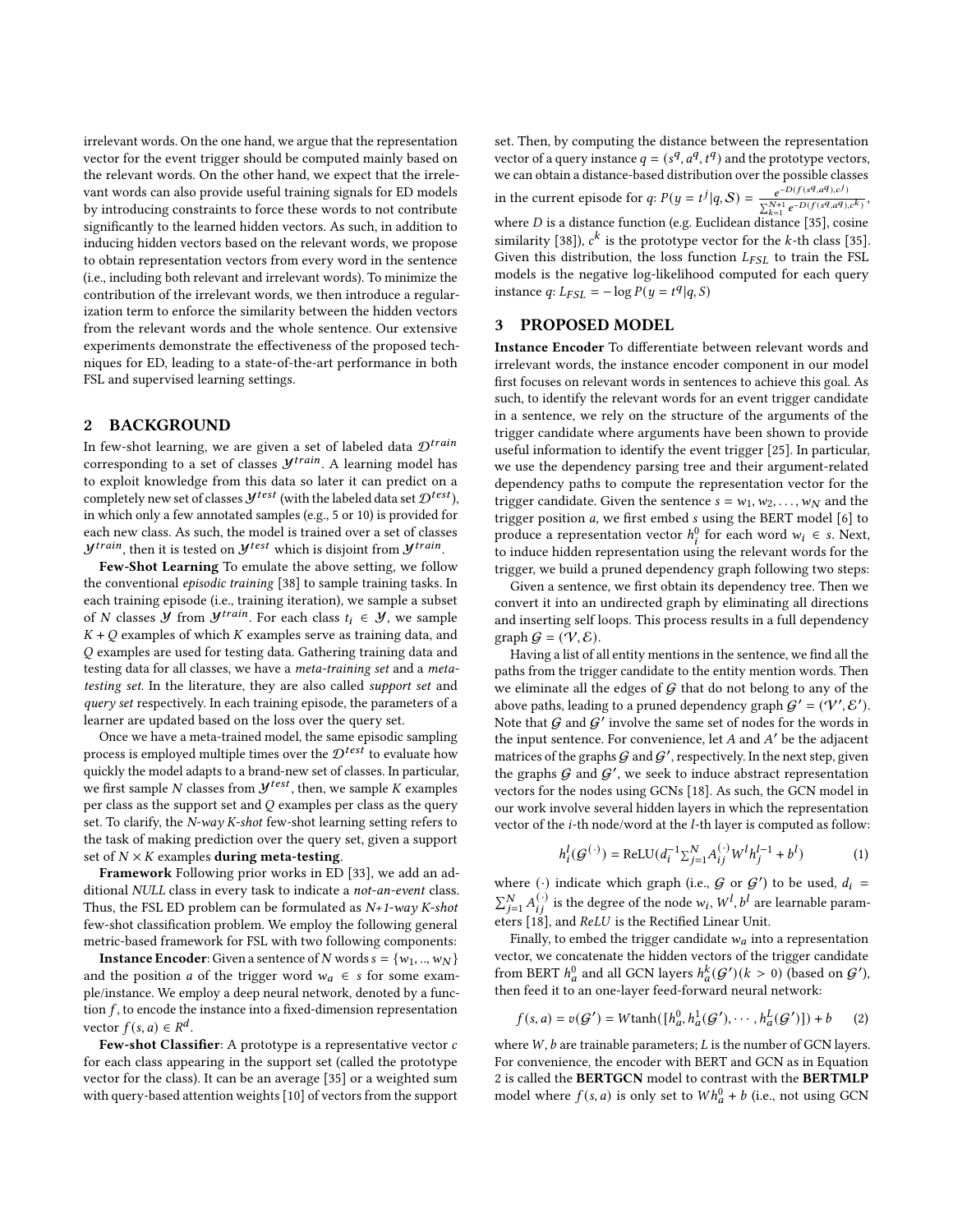irrelevant words. On the one hand, we argue that the representation vector for the event trigger should be computed mainly based on the relevant words. On the other hand, we expect that the irrelevant words can also provide useful training signals for ED models by introducing constraints to force these words to not contribute significantly to the learned hidden vectors. As such, in addition to inducing hidden vectors based on the relevant words, we propose to obtain representation vectors from every word in the sentence (i.e., including both relevant and irrelevant words). To minimize the contribution of the irrelevant words, we then introduce a regularization term to enforce the similarity between the hidden vectors from the relevant words and the whole sentence. Our extensive experiments demonstrate the effectiveness of the proposed techniques for ED, leading to a state-of-the-art performance in both FSL and supervised learning settings.

## 2 BACKGROUND

In few-shot learning, we are given a set of labeled data $\mathcal{D}^{train}$ corresponding to a set of classes $\mathcal{Y}^{train}$. A learning model has to exploit knowledge from this data so later it can predict on a completely new set of classes $\mathcal{Y}^{test}$ (with the labeled data set $\mathcal{D}^{test}$), in which only a few annotated samples (e.g., 5 or 10) is provided for each new class. As such, the model is trained over a set of classes $\mathcal{Y}^{train}$, then it is tested on $\mathcal{Y}^{test}$ which is disjoint from $\mathcal{Y}^{train}$.

**Few-Shot Learning** To emulate the above setting, we follow the conventional *episodic training* [38] to sample training tasks. In each training episode (i.e., training iteration), we sample a subset of $N$ classes $\mathcal{Y}$ from $\mathcal{Y}^{train}$. For each class $t_i \in \mathcal{Y}$, we sample $K + Q$ examples of which $K$ examples serve as training data, and $Q$ examples are used for testing data. Gathering training data and testing data for all classes, we have a *meta-training set* and a *meta-testing set*. In the literature, they are also called *support set* and *query set* respectively. In each training episode, the parameters of a learner are updated based on the loss over the query set.

Once we have a meta-trained model, the same episodic sampling process is employed multiple times over the $\mathcal{D}^{test}$ to evaluate how quickly the model adapts to a brand-new set of classes. In particular, we first sample $N$ classes from $\mathcal{Y}^{test}$, then, we sample $K$ examples per class as the support set and $Q$ examples per class as the query set. To clarify, the *N-way K-shot* few-shot learning setting refers to the task of making prediction over the query set, given a support set of $N \times K$ examples **during meta-testing**.

**Framework** Following prior works in ED [33], we add an additional *NULL* class in every task to indicate a *not-an-event* class. Thus, the FSL ED problem can be formulated as *N+1-way K-shot* few-shot classification problem. We employ the following general metric-based framework for FSL with two following components:

**Instance Encoder**: Given a sentence of $N$ words $s = \{w_1, .., w_N\}$ and the position $a$ of the trigger word $w_a \in s$ for some example/instance. We employ a deep neural network, denoted by a function $f$, to encode the instance into a fixed-dimension representation vector $f(s, a) \in R^d$.

**Few-shot Classifier**: A prototype is a representative vector $c$ for each class appearing in the support set (called the prototype vector for the class). It can be an average [35] or a weighted sum with query-based attention weights [10] of vectors from the support set. Then, by computing the distance between the representation vector of a query instance $q = (s^q, a^q, t^q)$ and the prototype vectors, we can obtain a distance-based distribution over the possible classes in the current episode for $q$: $P(y = t^j | q, \mathcal{S}) = \frac{e^{-D(f(s^q, a^q), c^j)}}{\sum_{k=1}^{N+1} e^{-D(f(s^q, a^q), c^k)}}$, where $D$ is a distance function (e.g. Euclidean distance [35], cosine similarity [38]), $c^k$ is the prototype vector for the $k$-th class [35]. Given this distribution, the loss function $L_{FSL}$ to train the FSL models is the negative log-likelihood computed for each query instance $q$: $L_{FSL} = -\log P(y = t^q | q, S)$

## 3 PROPOSED MODEL

**Instance Encoder** To differentiate between relevant words and irrelevant words, the instance encoder component in our model first focuses on relevant words in sentences to achieve this goal. As such, to identify the relevant words for an event trigger candidate in a sentence, we rely on the structure of the arguments of the trigger candidate where arguments have been shown to provide useful information to identify the event trigger [25]. In particular, we use the dependency parsing tree and their argument-related dependency paths to compute the representation vector for the trigger candidate. Given the sentence $s = w_1, w_2, \dots, w_N$ and the trigger position $a$, we first embed $s$ using the BERT model [6] to produce a representation vector $h_i^0$ for each word $w_i \in s$. Next, to induce hidden representation using the relevant words for the trigger, we build a pruned dependency graph following two steps:

Given a sentence, we first obtain its dependency tree. Then we convert it into an undirected graph by eliminating all directions and inserting self loops. This process results in a full dependency graph $\mathcal{G} = (\mathcal{V}, \mathcal{E})$.

Having a list of all entity mentions in the sentence, we find all the paths from the trigger candidate to the entity mention words. Then we eliminate all the edges of $\mathcal{G}$ that do not belong to any of the above paths, leading to a pruned dependency graph $\mathcal{G}' = (\mathcal{V}', \mathcal{E}')$. Note that $\mathcal{G}$ and $\mathcal{G}'$ involve the same set of nodes for the words in the input sentence. For convenience, let $A$ and $A'$ be the adjacent matrices of the graphs $\mathcal{G}$ and $\mathcal{G}'$, respectively. In the next step, given the graphs $\mathcal{G}$ and $\mathcal{G}'$, we seek to induce abstract representation vectors for the nodes using GCNs [18]. As such, the GCN model in our work involve several hidden layers in which the representation vector of the $i$-th node/word at the $l$-th layer is computed as follow:

$$h_i^l(\mathcal{G}^{(\cdot)}) = \text{ReLU}(d_i^{-1} \Sigma_{j=1}^{N} A_{ij}^{(\cdot)} W^l h_j^{l-1} + b^l) \tag{1}$$

where $(\cdot)$ indicate which graph (i.e., $\mathcal{G}$ or $\mathcal{G}'$) to be used, $d_i = \sum_{j=1}^{N} A_{ij}^{(\cdot)}$ is the degree of the node $w_i$, $W^l, b^l$ are learnable parameters [18], and *ReLU* is the Rectified Linear Unit.

Finally, to embed the trigger candidate $w_a$ into a representation vector, we concatenate the hidden vectors of the trigger candidate from BERT $h_a^0$ and all GCN layers $h_a^k(\mathcal{G}')(k > 0)$ (based on $\mathcal{G}'$), then feed it to an one-layer feed-forward neural network:

$$f(s, a) = v(\mathcal{G}') = W \tanh([h_a^0, h_a^1(\mathcal{G}'), \cdots, h_a^L(\mathcal{G}')]) + b \tag{2}$$

where $W, b$ are trainable parameters; $L$ is the number of GCN layers. For convenience, the encoder with BERT and GCN as in Equation 2 is called the **BERTGCN** model to contrast with the **BERTMLP** model where $f(s, a)$ is only set to $Wh_a^0 + b$ (i.e., not using GCN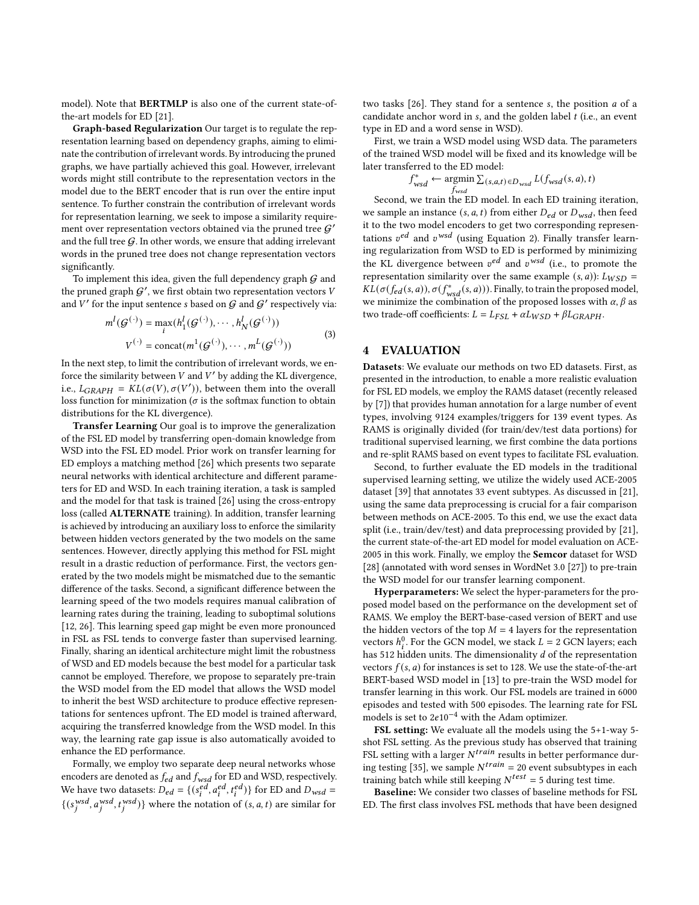model). Note that **BERTMLP** is also one of the current state-of-the-art models for ED [21].

**Graph-based Regularization** Our target is to regulate the representation learning based on dependency graphs, aiming to eliminate the contribution of irrelevant words. By introducing the pruned graphs, we have partially achieved this goal. However, irrelevant words might still contribute to the representation vectors in the model due to the BERT encoder that is run over the entire input sentence. To further constrain the contribution of irrelevant words for representation learning, we seek to impose a similarity requirement over representation vectors obtained via the pruned tree $\mathcal{G}'$ and the full tree $\mathcal{G}$. In other words, we ensure that adding irrelevant words in the pruned tree does not change representation vectors significantly.

To implement this idea, given the full dependency graph $\mathcal{G}$ and the pruned graph $\mathcal{G}'$, we first obtain two representation vectors $V$ and $V'$ for the input sentence $s$ based on $\mathcal{G}$ and $\mathcal{G}'$ respectively via:

$$
\begin{aligned}
m^l(\mathcal{G}^{(\cdot)}) &= \max_i(h_1^l(\mathcal{G}^{(\cdot)}), \cdots, h_N^l(\mathcal{G}^{(\cdot)})) \\
V^{(\cdot)} &= \text{concat}(m^1(\mathcal{G}^{(\cdot)}), \cdots, m^L(\mathcal{G}^{(\cdot)}))
\end{aligned}
\tag{3}
$$

In the next step, to limit the contribution of irrelevant words, we enforce the similarity between $V$ and $V'$ by adding the KL divergence, i.e., $L_{GRAPH} = KL(\sigma(V), \sigma(V'))$, between them into the overall loss function for minimization ($\sigma$ is the softmax function to obtain distributions for the KL divergence).

**Transfer Learning** Our goal is to improve the generalization of the FSL ED model by transferring open-domain knowledge from WSD into the FSL ED model. Prior work on transfer learning for ED employs a matching method [26] which presents two separate neural networks with identical architecture and different parameters for ED and WSD. In each training iteration, a task is sampled and the model for that task is trained [26] using the cross-entropy loss (called **ALTERNATE** training). In addition, transfer learning is achieved by introducing an auxiliary loss to enforce the similarity between hidden vectors generated by the two models on the same sentences. However, directly applying this method for FSL might result in a drastic reduction of performance. First, the vectors generated by the two models might be mismatched due to the semantic difference of the tasks. Second, a significant difference between the learning speed of the two models requires manual calibration of learning rates during the training, leading to suboptimal solutions [12, 26]. This learning speed gap might be even more pronounced in FSL as FSL tends to converge faster than supervised learning. Finally, sharing an identical architecture might limit the robustness of WSD and ED models because the best model for a particular task cannot be employed. Therefore, we propose to separately pre-train the WSD model from the ED model that allows the WSD model to inherit the best WSD architecture to produce effective representations for sentences upfront. The ED model is trained afterward, acquiring the transferred knowledge from the WSD model. In this way, the learning rate gap issue is also automatically avoided to enhance the ED performance.

Formally, we employ two separate deep neural networks whose encoders are denoted as $f_{ed}$ and $f_{wsd}$ for ED and WSD, respectively. We have two datasets: $D_{ed} = \{(s_i^{ed}, a_i^{ed}, t_i^{ed})\}$ for ED and $D_{wsd} = \{(s_j^{wsd}, a_j^{wsd}, t_j^{wsd})\}$ where the notation of $(s, a, t)$ are similar for two tasks [26]. They stand for a sentence $s$, the position $a$ of a candidate anchor word in $s$, and the golden label $t$ (i.e., an event type in ED and a word sense in WSD).

First, we train a WSD model using WSD data. The parameters of the trained WSD model will be fixed and its knowledge will be later transferred to the ED model:

$$
f_{wsd}^* \leftarrow \underset{f_{wsd}}{\operatorname{argmin}} \sum_{(s,a,t)\in D_{wsd}} L(f_{wsd}(s,a), t)
$$

Second, we train the ED model. In each ED training iteration, we sample an instance $(s, a, t)$ from either $D_{ed}$ or $D_{wsd}$, then feed it to the two model encoders to get two corresponding representations $v^{ed}$ and $v^{wsd}$ (using Equation 2). Finally transfer learning regularization from WSD to ED is performed by minimizing the KL divergence between $v^{ed}$ and $v^{wsd}$ (i.e., to promote the representation similarity over the same example $(s, a)$): $L_{WSD} = KL(\sigma(f_{ed}(s, a)), \sigma(f_{wsd}^*(s, a)))$. Finally, to train the proposed model, we minimize the combination of the proposed losses with $\alpha, \beta$ as two trade-off coefficients: $L = L_{FSL} + \alpha L_{WSD} + \beta L_{GRAPH}$.

## 4 EVALUATION

**Datasets**: We evaluate our methods on two ED datasets. First, as presented in the introduction, to enable a more realistic evaluation for FSL ED models, we employ the RAMS dataset (recently released by [7]) that provides human annotation for a large number of event types, involving 9124 examples/triggers for 139 event types. As RAMS is originally divided (for train/dev/test data portions) for traditional supervised learning, we first combine the data portions and re-split RAMS based on event types to facilitate FSL evaluation.

Second, to further evaluate the ED models in the traditional supervised learning setting, we utilize the widely used ACE-2005 dataset [39] that annotates 33 event subtypes. As discussed in [21], using the same data preprocessing is crucial for a fair comparison between methods on ACE-2005. To this end, we use the exact data split (i.e., train/dev/test) and data preprocessing provided by [21], the current state-of-the-art ED model for model evaluation on ACE-2005 in this work. Finally, we employ the **Semcor** dataset for WSD [28] (annotated with word senses in WordNet 3.0 [27]) to pre-train the WSD model for our transfer learning component.

**Hyperparameters:** We select the hyper-parameters for the proposed model based on the performance on the development set of RAMS. We employ the BERT-base-cased version of BERT and use the hidden vectors of the top $M = 4$ layers for the representation vectors $h_i^0$. For the GCN model, we stack $L = 2$ GCN layers; each has 512 hidden units. The dimensionality $d$ of the representation vectors $f(s, a)$ for instances is set to 128. We use the state-of-the-art BERT-based WSD model in [13] to pre-train the WSD model for transfer learning in this work. Our FSL models are trained in 6000 episodes and tested with 500 episodes. The learning rate for FSL models is set to $2e10^{-4}$ with the Adam optimizer.

**FSL setting:** We evaluate all the models using the 5+1-way 5-shot FSL setting. As the previous study has observed that training FSL setting with a larger $N^{train}$ results in better performance during testing [35], we sample $N^{train} = 20$ event subsubtypes in each training batch while still keeping $N^{test} = 5$ during test time.

**Baseline:** We consider two classes of baseline methods for FSL ED. The first class involves FSL methods that have been designed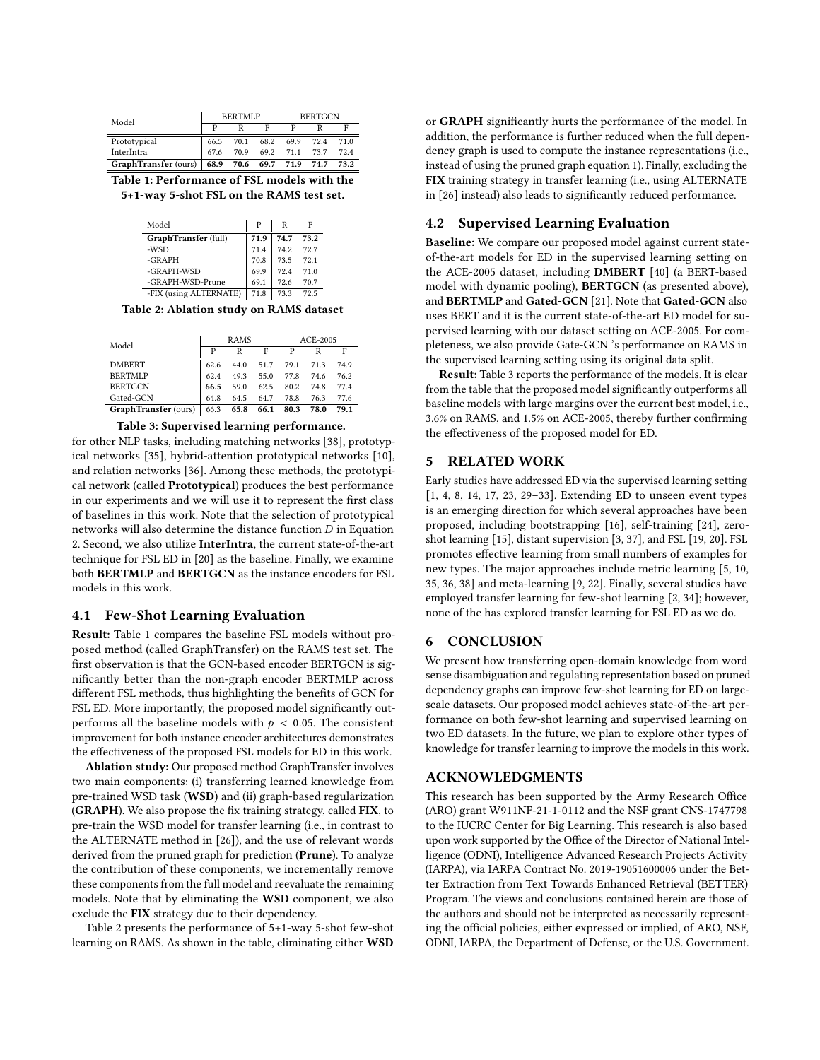| Model | BERTMLP | | | BERTGCN | | |
|---|---|---|---|---|---|---|
| | P | R | F | P | R | F |
| Prototypical | 66.5 | 70.1 | 68.2 | 69.9 | 72.4 | 71.0 |
| InterIntra | 67.6 | 70.9 | 69.2 | 71.1 | 73.7 | 72.4 |
| **GraphTransfer** (ours) | **68.9** | **70.6** | **69.7** | **71.9** | **74.7** | **73.2** |

**Table 1: Performance of FSL models with the 5+1-way 5-shot FSL on the RAMS test set.**

| Model | P | R | F |
|---|---|---|---|
| **GraphTransfer** (full) | **71.9** | **74.7** | **73.2** |
| -WSD | 71.4 | 74.2 | 72.7 |
| -GRAPH | 70.8 | 73.5 | 72.1 |
| -GRAPH-WSD | 69.9 | 72.4 | 71.0 |
| -GRAPH-WSD-Prune | 69.1 | 72.6 | 70.7 |
| -FIX (using ALTERNATE) | 71.8 | 73.3 | 72.5 |

**Table 2: Ablation study on RAMS dataset**

| Model | RAMS | | | ACE-2005 | | |
|---|---|---|---|---|---|---|
| | P | R | F | P | R | F |
| DMBERT | 62.6 | 44.0 | 51.7 | 79.1 | 71.3 | 74.9 |
| BERTMLP | 62.4 | 49.3 | 55.0 | 77.8 | 74.6 | 76.2 |
| BERTGCN | **66.5** | 59.0 | 62.5 | 80.2 | 74.8 | 77.4 |
| Gated-GCN | 64.8 | 64.5 | 64.7 | 78.8 | 76.3 | 77.6 |
| **GraphTransfer** (ours) | 66.3 | **65.8** | **66.1** | **80.3** | **78.0** | **79.1** |

**Table 3: Supervised learning performance.**

for other NLP tasks, including matching networks [38], prototypical networks [35], hybrid-attention prototypical networks [10], and relation networks [36]. Among these methods, the prototypical network (called **Prototypical**) produces the best performance in our experiments and we will use it to represent the first class of baselines in this work. Note that the selection of prototypical networks will also determine the distance function $D$ in Equation 2. Second, we also utilize **InterIntra**, the current state-of-the-art technique for FSL ED in [20] as the baseline. Finally, we examine both **BERTMLP** and **BERTGCN** as the instance encoders for FSL models in this work.

### 4.1 Few-Shot Learning Evaluation

**Result:** Table 1 compares the baseline FSL models without proposed method (called GraphTransfer) on the RAMS test set. The first observation is that the GCN-based encoder BERTGCN is significantly better than the non-graph encoder BERTMLP across different FSL methods, thus highlighting the benefits of GCN for FSL ED. More importantly, the proposed model significantly outperforms all the baseline models with $p < 0.05$. The consistent improvement for both instance encoder architectures demonstrates the effectiveness of the proposed FSL models for ED in this work.

**Ablation study:** Our proposed method GraphTransfer involves two main components: (i) transferring learned knowledge from pre-trained WSD task (**WSD**) and (ii) graph-based regularization (**GRAPH**). We also propose the fix training strategy, called **FIX**, to pre-train the WSD model for transfer learning (i.e., in contrast to the ALTERNATE method in [26]), and the use of relevant words derived from the pruned graph for prediction (**Prune**). To analyze the contribution of these components, we incrementally remove these components from the full model and reevaluate the remaining models. Note that by eliminating the **WSD** component, we also exclude the **FIX** strategy due to their dependency.

Table 2 presents the performance of 5+1-way 5-shot few-shot learning on RAMS. As shown in the table, eliminating either **WSD** or **GRAPH** significantly hurts the performance of the model. In addition, the performance is further reduced when the full dependency graph is used to compute the instance representations (i.e., instead of using the pruned graph equation 1). Finally, excluding the **FIX** training strategy in transfer learning (i.e., using ALTERNATE in [26] instead) also leads to significantly reduced performance.

### 4.2 Supervised Learning Evaluation

**Baseline:** We compare our proposed model against current state-of-the-art models for ED in the supervised learning setting on the ACE-2005 dataset, including **DMBERT** [40] (a BERT-based model with dynamic pooling), **BERTGCN** (as presented above), and **BERTMLP** and **Gated-GCN** [21]. Note that **Gated-GCN** also uses BERT and it is the current state-of-the-art ED model for supervised learning with our dataset setting on ACE-2005. For completeness, we also provide Gate-GCN 's performance on RAMS in the supervised learning setting using its original data split.

**Result:** Table 3 reports the performance of the models. It is clear from the table that the proposed model significantly outperforms all baseline models with large margins over the current best model, i.e., 3.6% on RAMS, and 1.5% on ACE-2005, thereby further confirming the effectiveness of the proposed model for ED.

## 5 RELATED WORK

Early studies have addressed ED via the supervised learning setting [1, 4, 8, 14, 17, 23, 29–33]. Extending ED to unseen event types is an emerging direction for which several approaches have been proposed, including bootstrapping [16], self-training [24], zero-shot learning [15], distant supervision [3, 37], and FSL [19, 20]. FSL promotes effective learning from small numbers of examples for new types. The major approaches include metric learning [5, 10, 35, 36, 38] and meta-learning [9, 22]. Finally, several studies have employed transfer learning for few-shot learning [2, 34]; however, none of the has explored transfer learning for FSL ED as we do.

## 6 CONCLUSION

We present how transferring open-domain knowledge from word sense disambiguation and regulating representation based on pruned dependency graphs can improve few-shot learning for ED on large-scale datasets. Our proposed model achieves state-of-the-art performance on both few-shot learning and supervised learning on two ED datasets. In the future, we plan to explore other types of knowledge for transfer learning to improve the models in this work.

## ACKNOWLEDGMENTS

This research has been supported by the Army Research Office (ARO) grant W911NF-21-1-0112 and the NSF grant CNS-1747798 to the IUCRC Center for Big Learning. This research is also based upon work supported by the Office of the Director of National Intelligence (ODNI), Intelligence Advanced Research Projects Activity (IARPA), via IARPA Contract No. 2019-19051600006 under the Better Extraction from Text Towards Enhanced Retrieval (BETTER) Program. The views and conclusions contained herein are those of the authors and should not be interpreted as necessarily representing the official policies, either expressed or implied, of ARO, NSF, ODNI, IARPA, the Department of Defense, or the U.S. Government.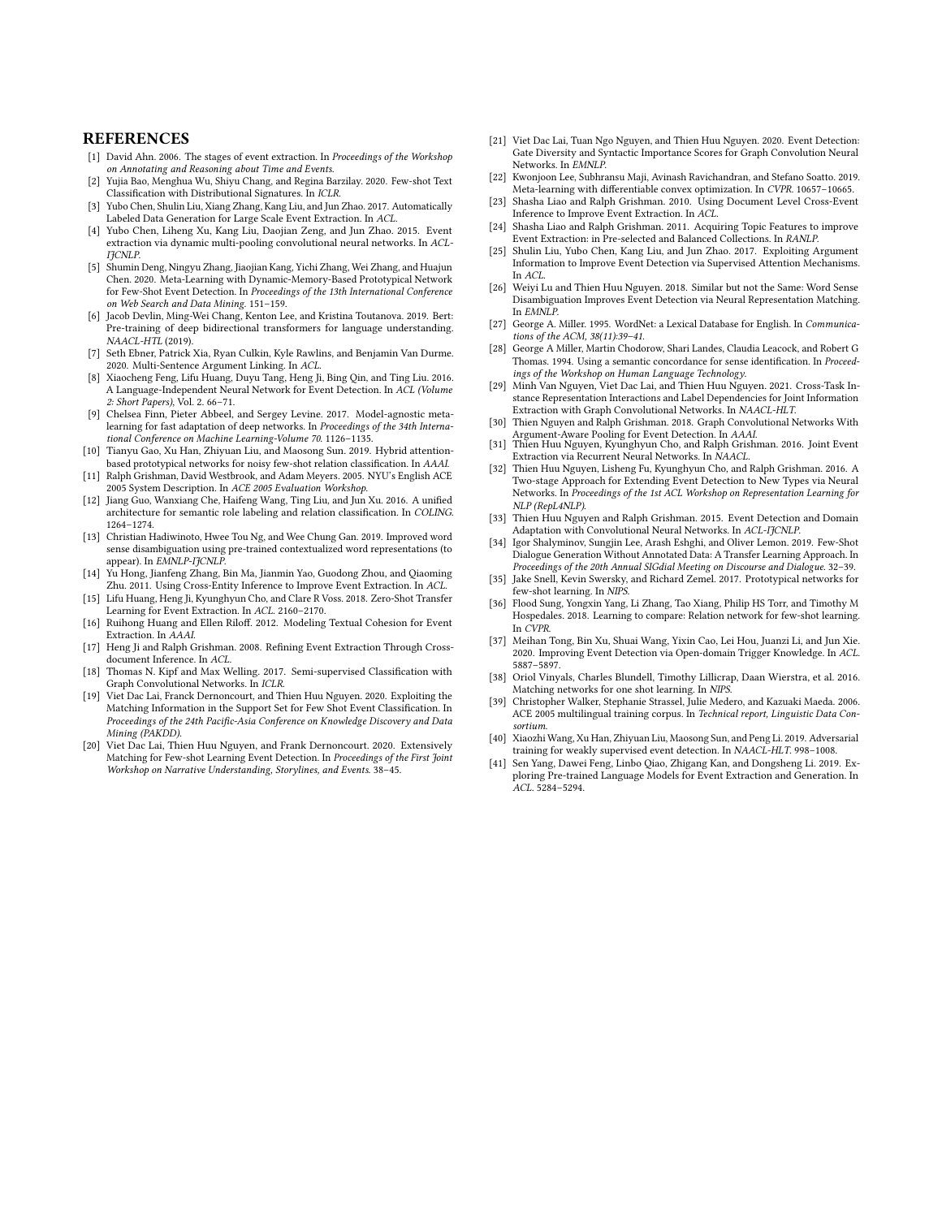## REFERENCES

- [1] David Ahn. 2006. The stages of event extraction. In *Proceedings of the Workshop on Annotating and Reasoning about Time and Events*.
- [2] Yujia Bao, Menghua Wu, Shiyu Chang, and Regina Barzilay. 2020. Few-shot Text Classification with Distributional Signatures. In *ICLR*.
- [3] Yubo Chen, Shulin Liu, Xiang Zhang, Kang Liu, and Jun Zhao. 2017. Automatically Labeled Data Generation for Large Scale Event Extraction. In *ACL*.
- [4] Yubo Chen, Liheng Xu, Kang Liu, Daojian Zeng, and Jun Zhao. 2015. Event extraction via dynamic multi-pooling convolutional neural networks. In *ACL-IJCNLP*.
- [5] Shumin Deng, Ningyu Zhang, Jiaojian Kang, Yichi Zhang, Wei Zhang, and Huajun Chen. 2020. Meta-Learning with Dynamic-Memory-Based Prototypical Network for Few-Shot Event Detection. In *Proceedings of the 13th International Conference on Web Search and Data Mining*. 151–159.
- [6] Jacob Devlin, Ming-Wei Chang, Kenton Lee, and Kristina Toutanova. 2019. Bert: Pre-training of deep bidirectional transformers for language understanding. *NAACL-HTL* (2019).
- [7] Seth Ebner, Patrick Xia, Ryan Culkin, Kyle Rawlins, and Benjamin Van Durme. 2020. Multi-Sentence Argument Linking. In *ACL*.
- [8] Xiaocheng Feng, Lifu Huang, Duyu Tang, Heng Ji, Bing Qin, and Ting Liu. 2016. A Language-Independent Neural Network for Event Detection. In *ACL (Volume 2: Short Papers)*, Vol. 2. 66–71.
- [9] Chelsea Finn, Pieter Abbeel, and Sergey Levine. 2017. Model-agnostic meta-learning for fast adaptation of deep networks. In *Proceedings of the 34th International Conference on Machine Learning-Volume 70*. 1126–1135.
- [10] Tianyu Gao, Xu Han, Zhiyuan Liu, and Maosong Sun. 2019. Hybrid attention-based prototypical networks for noisy few-shot relation classification. In *AAAI*.
- [11] Ralph Grishman, David Westbrook, and Adam Meyers. 2005. NYU's English ACE 2005 System Description. In *ACE 2005 Evaluation Workshop*.
- [12] Jiang Guo, Wanxiang Che, Haifeng Wang, Ting Liu, and Jun Xu. 2016. A unified architecture for semantic role labeling and relation classification. In *COLING*. 1264–1274.
- [13] Christian Hadiwinoto, Hwee Tou Ng, and Wee Chung Gan. 2019. Improved word sense disambiguation using pre-trained contextualized word representations (to appear). In *EMNLP-IJCNLP*.
- [14] Yu Hong, Jianfeng Zhang, Bin Ma, Jianmin Yao, Guodong Zhou, and Qiaoming Zhu. 2011. Using Cross-Entity Inference to Improve Event Extraction. In *ACL*.
- [15] Lifu Huang, Heng Ji, Kyunghyun Cho, and Clare R Voss. 2018. Zero-Shot Transfer Learning for Event Extraction. In *ACL*. 2160–2170.
- [16] Ruihong Huang and Ellen Riloff. 2012. Modeling Textual Cohesion for Event Extraction. In *AAAI*.
- [17] Heng Ji and Ralph Grishman. 2008. Refining Event Extraction Through Cross-document Inference. In *ACL*.
- [18] Thomas N. Kipf and Max Welling. 2017. Semi-supervised Classification with Graph Convolutional Networks. In *ICLR*.
- [19] Viet Dac Lai, Franck Dernoncourt, and Thien Huu Nguyen. 2020. Exploiting the Matching Information in the Support Set for Few Shot Event Classification. In *Proceedings of the 24th Pacific-Asia Conference on Knowledge Discovery and Data Mining (PAKDD)*.
- [20] Viet Dac Lai, Thien Huu Nguyen, and Frank Dernoncourt. 2020. Extensively Matching for Few-shot Learning Event Detection. In *Proceedings of the First Joint Workshop on Narrative Understanding, Storylines, and Events*. 38–45.
- [21] Viet Dac Lai, Tuan Ngo Nguyen, and Thien Huu Nguyen. 2020. Event Detection: Gate Diversity and Syntactic Importance Scores for Graph Convolution Neural Networks. In *EMNLP*.
- [22] Kwonjoon Lee, Subhransu Maji, Avinash Ravichandran, and Stefano Soatto. 2019. Meta-learning with differentiable convex optimization. In *CVPR*. 10657–10665.
- [23] Shasha Liao and Ralph Grishman. 2010. Using Document Level Cross-Event Inference to Improve Event Extraction. In *ACL*.
- [24] Shasha Liao and Ralph Grishman. 2011. Acquiring Topic Features to improve Event Extraction: in Pre-selected and Balanced Collections. In *RANLP*.
- [25] Shulin Liu, Yubo Chen, Kang Liu, and Jun Zhao. 2017. Exploiting Argument Information to Improve Event Detection via Supervised Attention Mechanisms. In *ACL*.
- [26] Weiyi Lu and Thien Huu Nguyen. 2018. Similar but not the Same: Word Sense Disambiguation Improves Event Detection via Neural Representation Matching. In *EMNLP*.
- [27] George A. Miller. 1995. WordNet: a Lexical Database for English. In *Communications of the ACM, 38(11):39–41.*
- [28] George A Miller, Martin Chodorow, Shari Landes, Claudia Leacock, and Robert G Thomas. 1994. Using a semantic concordance for sense identification. In *Proceedings of the Workshop on Human Language Technology*.
- [29] Minh Van Nguyen, Viet Dac Lai, and Thien Huu Nguyen. 2021. Cross-Task Instance Representation Interactions and Label Dependencies for Joint Information Extraction with Graph Convolutional Networks. In *NAACL-HLT*.
- [30] Thien Nguyen and Ralph Grishman. 2018. Graph Convolutional Networks With Argument-Aware Pooling for Event Detection. In *AAAI*.
- [31] Thien Huu Nguyen, Kyunghyun Cho, and Ralph Grishman. 2016. Joint Event Extraction via Recurrent Neural Networks. In *NAACL*.
- [32] Thien Huu Nguyen, Lisheng Fu, Kyunghyun Cho, and Ralph Grishman. 2016. A Two-stage Approach for Extending Event Detection to New Types via Neural Networks. In *Proceedings of the 1st ACL Workshop on Representation Learning for NLP (RepL4NLP)*.
- [33] Thien Huu Nguyen and Ralph Grishman. 2015. Event Detection and Domain Adaptation with Convolutional Neural Networks. In *ACL-IJCNLP*.
- [34] Igor Shalyminov, Sungjin Lee, Arash Eshghi, and Oliver Lemon. 2019. Few-Shot Dialogue Generation Without Annotated Data: A Transfer Learning Approach. In *Proceedings of the 20th Annual SIGdial Meeting on Discourse and Dialogue*. 32–39.
- [35] Jake Snell, Kevin Swersky, and Richard Zemel. 2017. Prototypical networks for few-shot learning. In *NIPS*.
- [36] Flood Sung, Yongxin Yang, Li Zhang, Tao Xiang, Philip HS Torr, and Timothy M Hospedales. 2018. Learning to compare: Relation network for few-shot learning. In *CVPR*.
- [37] Meihan Tong, Bin Xu, Shuai Wang, Yixin Cao, Lei Hou, Juanzi Li, and Jun Xie. 2020. Improving Event Detection via Open-domain Trigger Knowledge. In *ACL*. 5887–5897.
- [38] Oriol Vinyals, Charles Blundell, Timothy Lillicrap, Daan Wierstra, et al. 2016. Matching networks for one shot learning. In *NIPS*.
- [39] Christopher Walker, Stephanie Strassel, Julie Medero, and Kazuaki Maeda. 2006. ACE 2005 multilingual training corpus. In *Technical report, Linguistic Data Consortium.*
- [40] Xiaozhi Wang, Xu Han, Zhiyuan Liu, Maosong Sun, and Peng Li. 2019. Adversarial training for weakly supervised event detection. In *NAACL-HLT*. 998–1008.
- [41] Sen Yang, Dawei Feng, Linbo Qiao, Zhigang Kan, and Dongsheng Li. 2019. Exploring Pre-trained Language Models for Event Extraction and Generation. In *ACL*. 5284–5294.